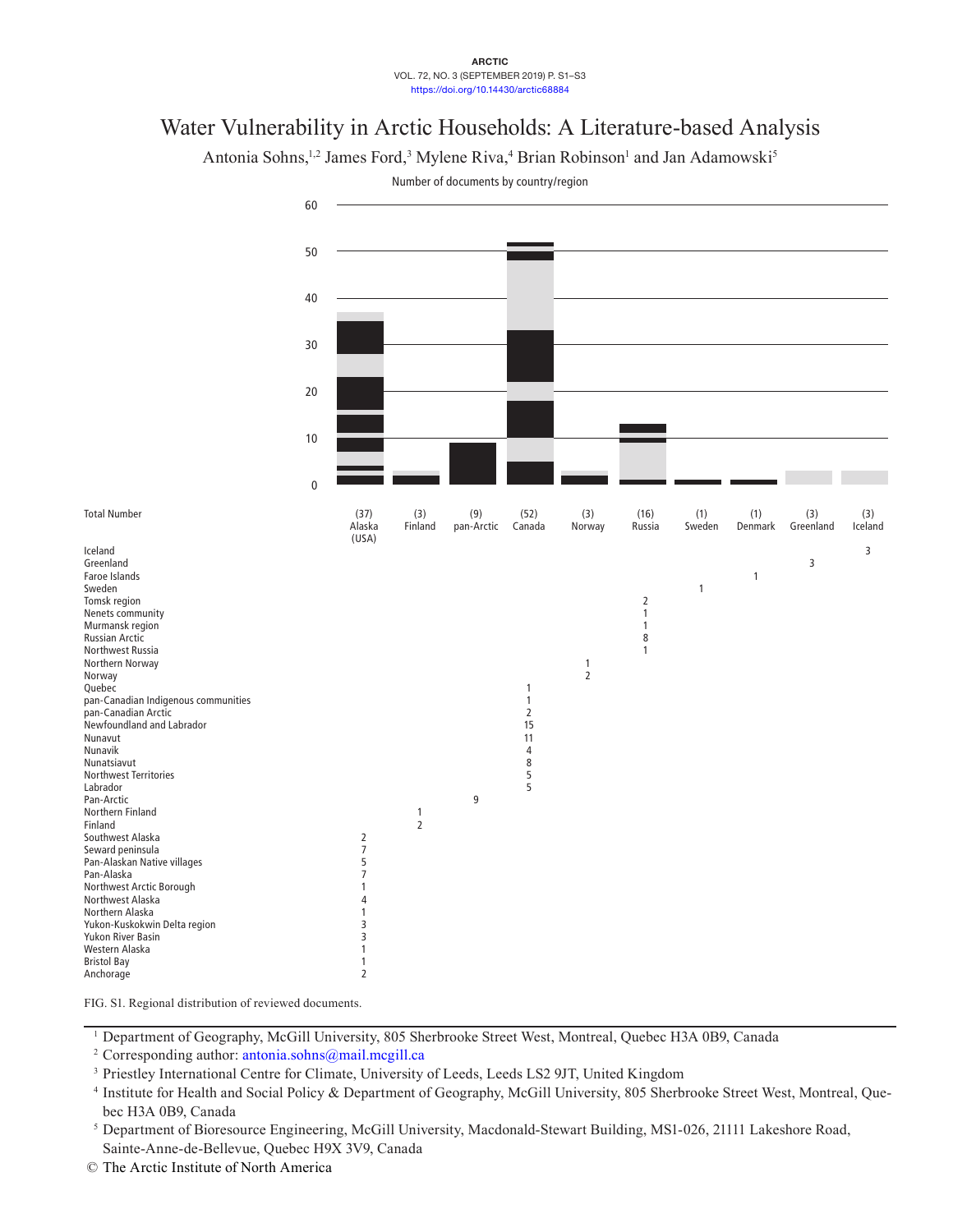# Water Vulnerability in Arctic Households: A Literature-based Analysis

Antonia Sohns,[1,2] James Ford,[3] Mylene Riva,[4] Brian Robinson[1] and Jan Adamowski[5]

Number of documents by country/region

| Total Number | (37) Alaska (USA) | (3) Finland | (9) pan-Arctic | (52) Canada | (3) Norway | (16) Russia | (1) Sweden | (1) Denmark | (3) Greenland | (3) Iceland |
|---|---|---|---|---|---|---|---|---|---|---|
| Iceland | | | | | | | | | | 3 |
| Greenland | | | | | | | | | 3 | |
| Faroe Islands | | | | | | | | 1 | | |
| Sweden | | | | | | | 1 | | | |
| Tomsk region | | | | | | 2 | | | | |
| Nenets community | | | | | | 1 | | | | |
| Murmansk region | | | | | | 1 | | | | |
| Russian Arctic | | | | | | 8 | | | | |
| Northwest Russia | | | | | | 1 | | | | |
| Northern Norway | | | | | 1 | | | | | |
| Norway | | | | | 2 | | | | | |
| Quebec | | | | 1 | | | | | | |
| pan-Canadian Indigenous communities | | | | 1 | | | | | | |
| pan-Canadian Arctic | | | | 2 | | | | | | |
| Newfoundland and Labrador | | | | 15 | | | | | | |
| Nunavut | | | | 11 | | | | | | |
| Nunavik | | | | 4 | | | | | | |
| Nunatsiavut | | | | 8 | | | | | | |
| Northwest Territories | | | | 5 | | | | | | |
| Labrador | | | | 5 | | | | | | |
| Pan-Arctic | | | 9 | | | | | | | |
| Northern Finland | | 1 | | | | | | | | |
| Finland | | 2 | | | | | | | | |
| Southwest Alaska | 2 | | | | | | | | | |
| Seward peninsula | 7 | | | | | | | | | |
| Pan-Alaskan Native villages | 5 | | | | | | | | | |
| Pan-Alaska | 7 | | | | | | | | | |
| Northwest Arctic Borough | 1 | | | | | | | | | |
| Northwest Alaska | 4 | | | | | | | | | |
| Northern Alaska | 1 | | | | | | | | | |
| Yukon-Kuskokwin Delta region | 3 | | | | | | | | | |
| Yukon River Basin | 3 | | | | | | | | | |
| Western Alaska | 1 | | | | | | | | | |
| Bristol Bay | 1 | | | | | | | | | |
| Anchorage | 2 | | | | | | | | | |

FIG. S1. Regional distribution of reviewed documents.

---

[1] Department of Geography, McGill University, 805 Sherbrooke Street West, Montreal, Quebec H3A 0B9, Canada

[2] Corresponding author: antonia.sohns@mail.mcgill.ca

[3] Priestley International Centre for Climate, University of Leeds, Leeds LS2 9JT, United Kingdom

[4] Institute for Health and Social Policy & Department of Geography, McGill University, 805 Sherbrooke Street West, Montreal, Quebec H3A 0B9, Canada

[5] Department of Bioresource Engineering, McGill University, Macdonald-Stewart Building, MS1-026, 21111 Lakeshore Road, Sainte-Anne-de-Bellevue, Quebec H9X 3V9, Canada

© The Arctic Institute of North America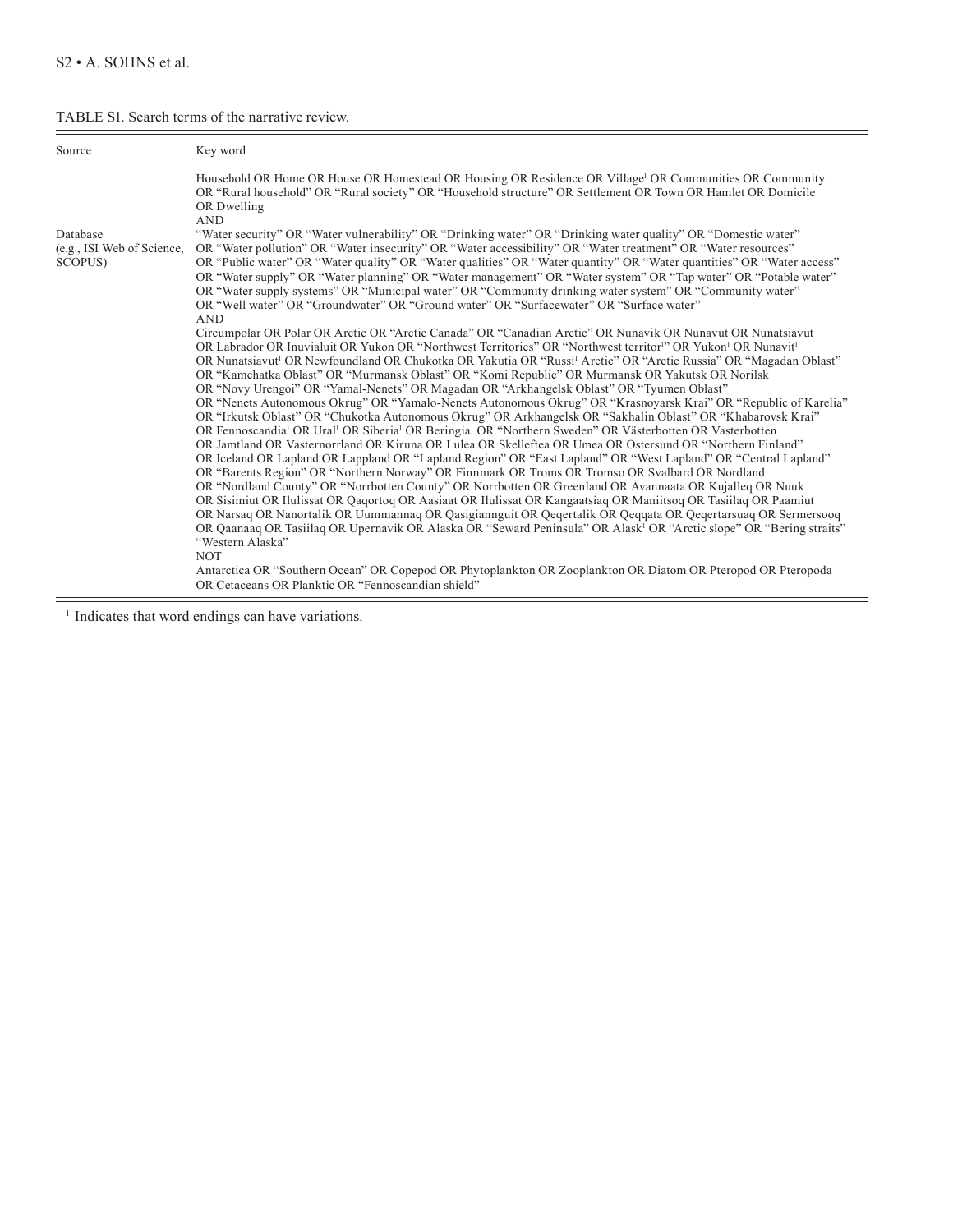TABLE S1. Search terms of the narrative review.

| Source | Key word |
| --- | --- |
| Database (e.g., ISI Web of Science, SCOPUS) | Household OR Home OR House OR Homestead OR Housing OR Residence OR Village[1] OR Communities OR Community OR "Rural household" OR "Rural society" OR "Household structure" OR Settlement OR Town OR Hamlet OR Domicile OR Dwelling<br>AND<br>"Water security" OR "Water vulnerability" OR "Drinking water" OR "Drinking water quality" OR "Domestic water" OR "Water pollution" OR "Water insecurity" OR "Water accessibility" OR "Water treatment" OR "Water resources" OR "Public water" OR "Water quality" OR "Water qualities" OR "Water quantity" OR "Water quantities" OR "Water access" OR "Water supply" OR "Water planning" OR "Water management" OR "Water system" OR "Tap water" OR "Potable water" OR "Water supply systems" OR "Municipal water" OR "Community drinking water system" OR "Community water" OR "Well water" OR "Groundwater" OR "Ground water" OR "Surfacewater" OR "Surface water"<br>AND<br>Circumpolar OR Polar OR Arctic OR "Arctic Canada" OR "Canadian Arctic" OR Nunavik OR Nunavut OR Nunatsiavut OR Labrador OR Inuvialuit OR Yukon OR "Northwest Territories" OR "Northwest territor[1]" OR Yukon[1] OR Nunavit[1] OR Nunatsiavut[1] OR Newfoundland OR Chukotka OR Yakutia OR "Russi[1] Arctic" OR "Arctic Russia" OR "Magadan Oblast" OR "Kamchatka Oblast" OR "Murmansk Oblast" OR "Komi Republic" OR Murmansk OR Yakutsk OR Norilsk OR "Novy Urengoi" OR "Yamal-Nenets" OR Magadan OR "Arkhangelsk Oblast" OR "Tyumen Oblast" OR "Nenets Autonomous Okrug" OR "Yamalo-Nenets Autonomous Okrug" OR "Krasnoyarsk Krai" OR "Republic of Karelia" OR "Irkutsk Oblast" OR "Chukotka Autonomous Okrug" OR Arkhangelsk OR "Sakhalin Oblast" OR "Khabarovsk Krai" OR Fennoscandia[1] OR Ural[1] OR Siberia[1] OR Beringia[1] OR "Northern Sweden" OR Västerbotten OR Vasterbotten OR Jamtland OR Vasternorrland OR Kiruna OR Lulea OR Skelleftea OR Umea OR Ostersund OR "Northern Finland" OR Iceland OR Lapland OR Lappland OR "Lapland Region" OR "East Lapland" OR "West Lapland" OR "Central Lapland" OR "Barents Region" OR "Northern Norway" OR Finnmark OR Troms OR Tromso OR Svalbard OR Nordland OR "Nordland County" OR "Norrbotten County" OR Norrbotten OR Greenland OR Avannaata OR Kujalleq OR Nuuk OR Sisimiut OR Ilulissat OR Qaqortoq OR Aasiaat OR Ilulissat OR Kangaatsiaq OR Maniitsoq OR Tasiilaq OR Paamiut OR Narsaq OR Nanortalik OR Uummannaq OR Qasigiannguit OR Qeqertalik OR Qeqqata OR Qeqertarsuaq OR Sermersooq OR Qaanaaq OR Tasiilaq OR Upernavik OR Alaska OR "Seward Peninsula" OR Alask[1] OR "Arctic slope" OR "Bering straits" "Western Alaska"<br>NOT<br>Antarctica OR "Southern Ocean" OR Copepod OR Phytoplankton OR Zooplankton OR Diatom OR Pteropod OR Pteropoda OR Cetaceans OR Planktic OR "Fennoscandian shield" |

[1] Indicates that word endings can have variations.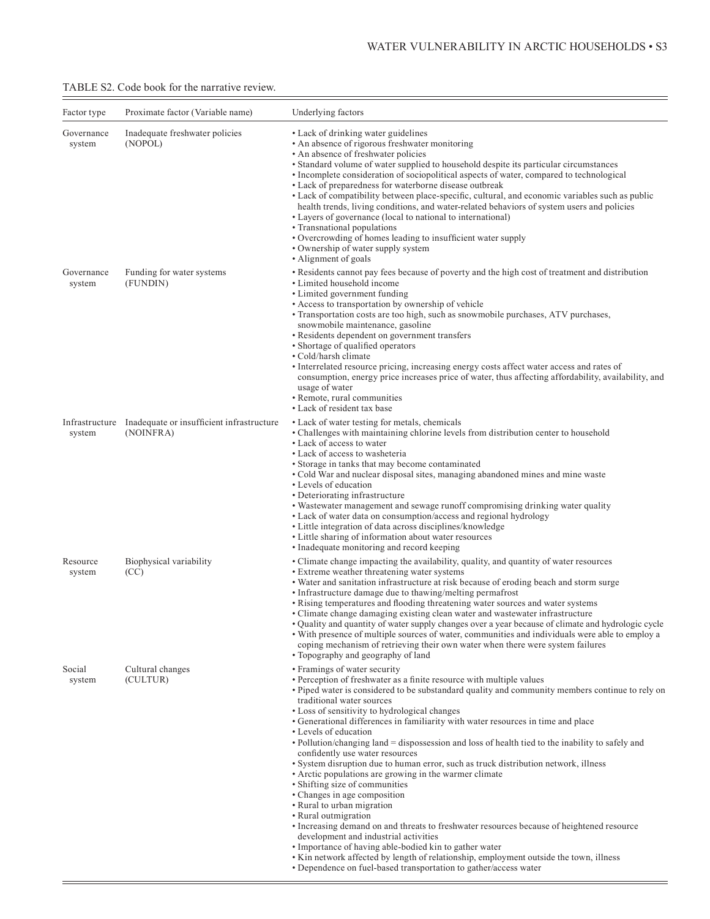TABLE S2. Code book for the narrative review.

| Factor type | Proximate factor (Variable name) | Underlying factors |
|---|---|---|
| Governance system | Inadequate freshwater policies (NOPOL) | • Lack of drinking water guidelines<br>• An absence of rigorous freshwater monitoring<br>• An absence of freshwater policies<br>• Standard volume of water supplied to household despite its particular circumstances<br>• Incomplete consideration of sociopolitical aspects of water, compared to technological<br>• Lack of preparedness for waterborne disease outbreak<br>• Lack of compatibility between place-specific, cultural, and economic variables such as public health trends, living conditions, and water-related behaviors of system users and policies<br>• Layers of governance (local to national to international)<br>• Transnational populations<br>• Overcrowding of homes leading to insufficient water supply<br>• Ownership of water supply system<br>• Alignment of goals |
| Governance system | Funding for water systems (FUNDIN) | • Residents cannot pay fees because of poverty and the high cost of treatment and distribution<br>• Limited household income<br>• Limited government funding<br>• Access to transportation by ownership of vehicle<br>• Transportation costs are too high, such as snowmobile purchases, ATV purchases, snowmobile maintenance, gasoline<br>• Residents dependent on government transfers<br>• Shortage of qualified operators<br>• Cold/harsh climate<br>• Interrelated resource pricing, increasing energy costs affect water access and rates of consumption, energy price increases price of water, thus affecting affordability, availability, and usage of water<br>• Remote, rural communities<br>• Lack of resident tax base |
| Infrastructure system | Inadequate or insufficient infrastructure (NOINFRA) | • Lack of water testing for metals, chemicals<br>• Challenges with maintaining chlorine levels from distribution center to household<br>• Lack of access to water<br>• Lack of access to washeteria<br>• Storage in tanks that may become contaminated<br>• Cold War and nuclear disposal sites, managing abandoned mines and mine waste<br>• Levels of education<br>• Deteriorating infrastructure<br>• Wastewater management and sewage runoff compromising drinking water quality<br>• Lack of water data on consumption/access and regional hydrology<br>• Little integration of data across disciplines/knowledge<br>• Little sharing of information about water resources<br>• Inadequate monitoring and record keeping |
| Resource system | Biophysical variability (CC) | • Climate change impacting the availability, quality, and quantity of water resources<br>• Extreme weather threatening water systems<br>• Water and sanitation infrastructure at risk because of eroding beach and storm surge<br>• Infrastructure damage due to thawing/melting permafrost<br>• Rising temperatures and flooding threatening water sources and water systems<br>• Climate change damaging existing clean water and wastewater infrastructure<br>• Quality and quantity of water supply changes over a year because of climate and hydrologic cycle<br>• With presence of multiple sources of water, communities and individuals were able to employ a coping mechanism of retrieving their own water when there were system failures<br>• Topography and geography of land |
| Social system | Cultural changes (CULTUR) | • Framings of water security<br>• Perception of freshwater as a finite resource with multiple values<br>• Piped water is considered to be substandard quality and community members continue to rely on traditional water sources<br>• Loss of sensitivity to hydrological changes<br>• Generational differences in familiarity with water resources in time and place<br>• Levels of education<br>• Pollution/changing land = dispossession and loss of health tied to the inability to safely and confidently use water resources<br>• System disruption due to human error, such as truck distribution network, illness<br>• Arctic populations are growing in the warmer climate<br>• Shifting size of communities<br>• Changes in age composition<br>• Rural to urban migration<br>• Rural outmigration<br>• Increasing demand on and threats to freshwater resources because of heightened resource development and industrial activities<br>• Importance of having able-bodied kin to gather water<br>• Kin network affected by length of relationship, employment outside the town, illness<br>• Dependence on fuel-based transportation to gather/access water |